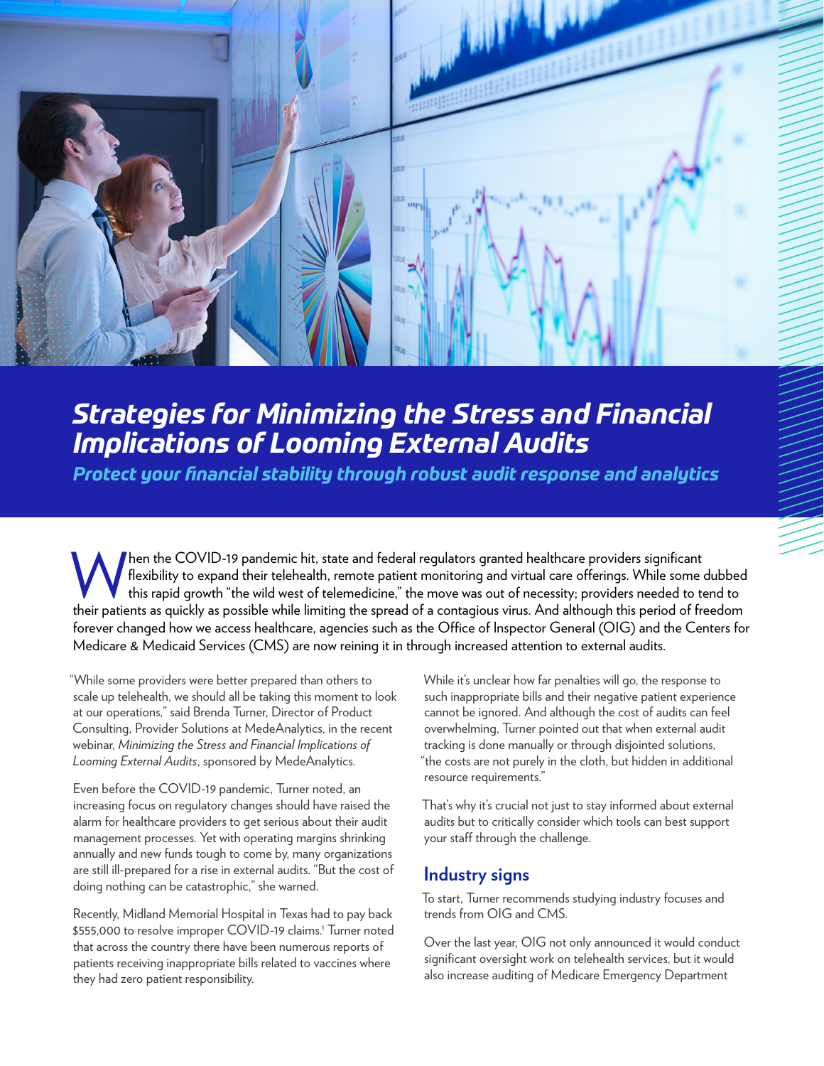# *Strategies for Minimizing the Stress and Financial Implications of Looming External Audits*

## *Protect your financial stability through robust audit response and analytics*

When the COVID-19 pandemic hit, state and federal regulators granted healthcare providers significant flexibility to expand their telehealth, remote patient monitoring and virtual care offerings. While some dubbed this rapid growth "the wild west of telemedicine," the move was out of necessity; providers needed to tend to their patients as quickly as possible while limiting the spread of a contagious virus. And although this period of freedom forever changed how we access healthcare, agencies such as the Office of Inspector General (OIG) and the Centers for Medicare & Medicaid Services (CMS) are now reining it in through increased attention to external audits.

"While some providers were better prepared than others to scale up telehealth, we should all be taking this moment to look at our operations," said Brenda Turner, Director of Product Consulting, Provider Solutions at MedeAnalytics, in the recent webinar, *Minimizing the Stress and Financial Implications of Looming External Audits*, sponsored by MedeAnalytics.

Even before the COVID-19 pandemic, Turner noted, an increasing focus on regulatory changes should have raised the alarm for healthcare providers to get serious about their audit management processes. Yet with operating margins shrinking annually and new funds tough to come by, many organizations are still ill-prepared for a rise in external audits. "But the cost of doing nothing can be catastrophic," she warned.

Recently, Midland Memorial Hospital in Texas had to pay back $555,000 to resolve improper COVID-19 claims.[1] Turner noted that across the country there have been numerous reports of patients receiving inappropriate bills related to vaccines where they had zero patient responsibility.

While it's unclear how far penalties will go, the response to such inappropriate bills and their negative patient experience cannot be ignored. And although the cost of audits can feel overwhelming, Turner pointed out that when external audit tracking is done manually or through disjointed solutions, "the costs are not purely in the cloth, but hidden in additional resource requirements."

That's why it's crucial not just to stay informed about external audits but to critically consider which tools can best support your staff through the challenge.

## Industry signs

To start, Turner recommends studying industry focuses and trends from OIG and CMS.

Over the last year, OIG not only announced it would conduct significant oversight work on telehealth services, but it would also increase auditing of Medicare Emergency Department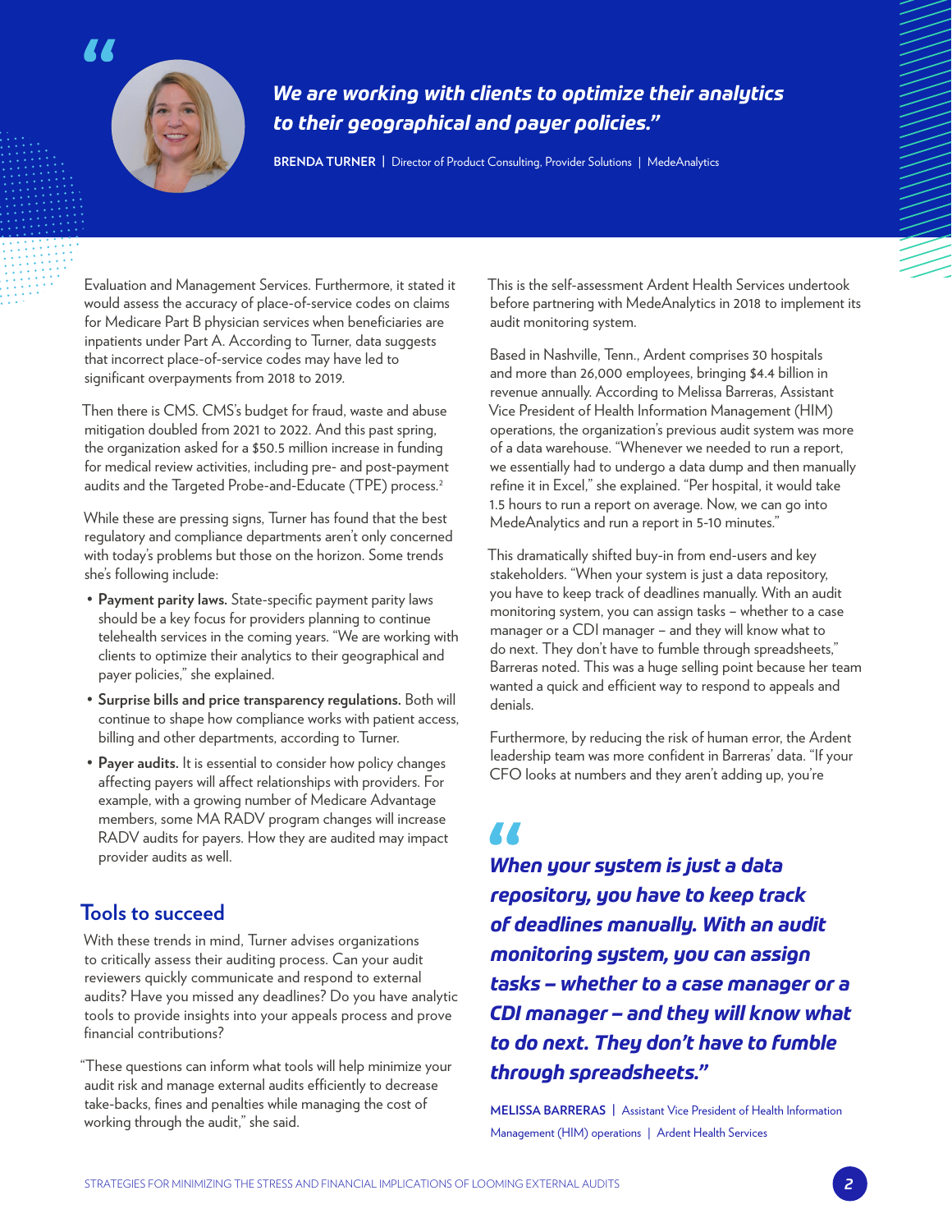> *We are working with clients to optimize their analytics to their geographical and payer policies."*
>
> **BRENDA TURNER** | Director of Product Consulting, Provider Solutions | MedeAnalytics

Evaluation and Management Services. Furthermore, it stated it would assess the accuracy of place-of-service codes on claims for Medicare Part B physician services when beneficiaries are inpatients under Part A. According to Turner, data suggests that incorrect place-of-service codes may have led to significant overpayments from 2018 to 2019.

Then there is CMS. CMS's budget for fraud, waste and abuse mitigation doubled from 2021 to 2022. And this past spring, the organization asked for a $50.5 million increase in funding for medical review activities, including pre- and post-payment audits and the Targeted Probe-and-Educate (TPE) process.[2]

While these are pressing signs, Turner has found that the best regulatory and compliance departments aren't only concerned with today's problems but those on the horizon. Some trends she's following include:

- **Payment parity laws.** State-specific payment parity laws should be a key focus for providers planning to continue telehealth services in the coming years. "We are working with clients to optimize their analytics to their geographical and payer policies," she explained.
- **Surprise bills and price transparency regulations.** Both will continue to shape how compliance works with patient access, billing and other departments, according to Turner.
- **Payer audits.** It is essential to consider how policy changes affecting payers will affect relationships with providers. For example, with a growing number of Medicare Advantage members, some MA RADV program changes will increase RADV audits for payers. How they are audited may impact provider audits as well.

## Tools to succeed

With these trends in mind, Turner advises organizations to critically assess their auditing process. Can your audit reviewers quickly communicate and respond to external audits? Have you missed any deadlines? Do you have analytic tools to provide insights into your appeals process and prove financial contributions?

"These questions can inform what tools will help minimize your audit risk and manage external audits efficiently to decrease take-backs, fines and penalties while managing the cost of working through the audit," she said.

This is the self-assessment Ardent Health Services undertook before partnering with MedeAnalytics in 2018 to implement its audit monitoring system.

Based in Nashville, Tenn., Ardent comprises 30 hospitals and more than 26,000 employees, bringing $4.4 billion in revenue annually. According to Melissa Barreras, Assistant Vice President of Health Information Management (HIM) operations, the organization's previous audit system was more of a data warehouse. "Whenever we needed to run a report, we essentially had to undergo a data dump and then manually refine it in Excel," she explained. "Per hospital, it would take 1.5 hours to run a report on average. Now, we can go into MedeAnalytics and run a report in 5-10 minutes."

This dramatically shifted buy-in from end-users and key stakeholders. "When your system is just a data repository, you have to keep track of deadlines manually. With an audit monitoring system, you can assign tasks – whether to a case manager or a CDI manager – and they will know what to do next. They don't have to fumble through spreadsheets," Barreras noted. This was a huge selling point because her team wanted a quick and efficient way to respond to appeals and denials.

Furthermore, by reducing the risk of human error, the Ardent leadership team was more confident in Barreras' data. "If your CFO looks at numbers and they aren't adding up, you're

> *When your system is just a data repository, you have to keep track of deadlines manually. With an audit monitoring system, you can assign tasks – whether to a case manager or a CDI manager – and they will know what to do next. They don't have to fumble through spreadsheets."*
>
> **MELISSA BARRERAS** | Assistant Vice President of Health Information Management (HIM) operations | Ardent Health Services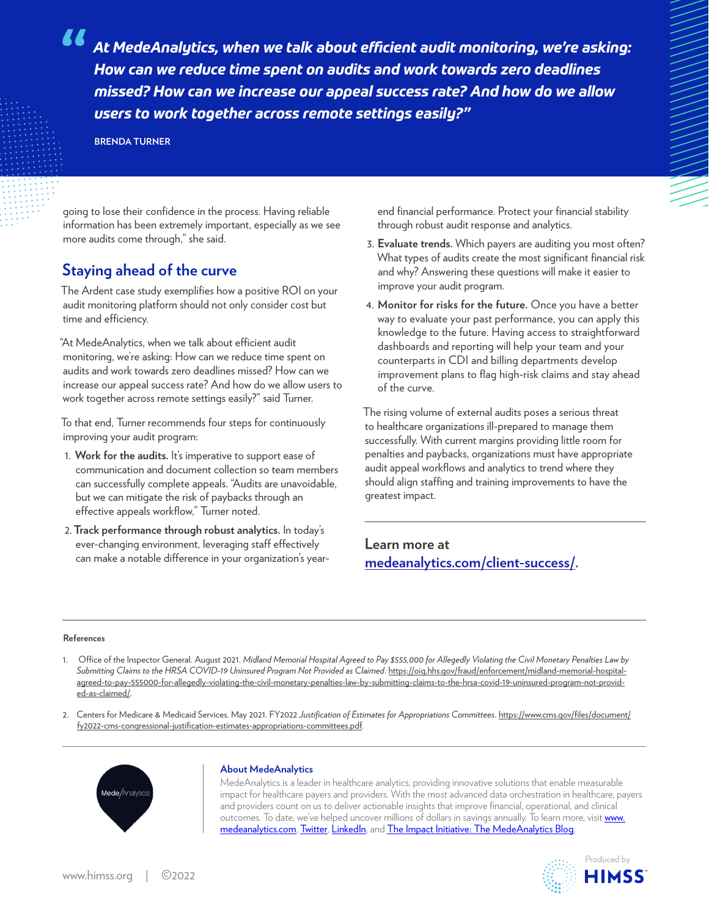> *At MedeAnalytics, when we talk about efficient audit monitoring, we're asking: How can we reduce time spent on audits and work towards zero deadlines missed? How can we increase our appeal success rate? And how do we allow users to work together across remote settings easily?"*
>
> **BRENDA TURNER**

going to lose their confidence in the process. Having reliable information has been extremely important, especially as we see more audits come through," she said.

## Staying ahead of the curve

The Ardent case study exemplifies how a positive ROI on your audit monitoring platform should not only consider cost but time and efficiency.

"At MedeAnalytics, when we talk about efficient audit monitoring, we're asking: How can we reduce time spent on audits and work towards zero deadlines missed? How can we increase our appeal success rate? And how do we allow users to work together across remote settings easily?" said Turner.

To that end, Turner recommends four steps for continuously improving your audit program:

1. **Work for the audits.** It's imperative to support ease of communication and document collection so team members can successfully complete appeals. "Audits are unavoidable, but we can mitigate the risk of paybacks through an effective appeals workflow," Turner noted.
2. **Track performance through robust analytics.** In today's ever-changing environment, leveraging staff effectively can make a notable difference in your organization's year-end financial performance. Protect your financial stability through robust audit response and analytics.
3. **Evaluate trends.** Which payers are auditing you most often? What types of audits create the most significant financial risk and why? Answering these questions will make it easier to improve your audit program.
4. **Monitor for risks for the future.** Once you have a better way to evaluate your past performance, you can apply this knowledge to the future. Having access to straightforward dashboards and reporting will help your team and your counterparts in CDI and billing departments develop improvement plans to flag high-risk claims and stay ahead of the curve.

The rising volume of external audits poses a serious threat to healthcare organizations ill-prepared to manage them successfully. With current margins providing little room for penalties and paybacks, organizations must have appropriate audit appeal workflows and analytics to trend where they should align staffing and training improvements to have the greatest impact.

**Learn more at [medeanalytics.com/client-success/](medeanalytics.com/client-success/).**

**References**

1. Office of the Inspector General. August 2021. *Midland Memorial Hospital Agreed to Pay $555,000 for Allegedly Violating the Civil Monetary Penalties Law by Submitting Claims to the HRSA COVID-19 Uninsured Program Not Provided as Claimed*. https://oig.hhs.gov/fraud/enforcement/midland-memorial-hospital-agreed-to-pay-555000-for-allegedly-violating-the-civil-monetary-penalties-law-by-submitting-claims-to-the-hrsa-covid-19-uninsured-program-not-provided-as-claimed/.
2. Centers for Medicare & Medicaid Services. May 2021. FY2022 *Justification of Estimates for Appropriations Committees*. https://www.cms.gov/files/document/fy2022-cms-congressional-justification-estimates-appropriations-committees.pdf.

MedeAnalytics

**About MedeAnalytics**

MedeAnalytics is a leader in healthcare analytics, providing innovative solutions that enable measurable impact for healthcare payers and providers. With the most advanced data orchestration in healthcare, payers and providers count on us to deliver actionable insights that improve financial, operational, and clinical outcomes. To date, we've helped uncover millions of dollars in savings annually. To learn more, visit www.medeanalytics.com, Twitter, LinkedIn, and The Impact Initiative: The MedeAnalytics Blog.

www.himss.org | ©2022

Produced by HIMSS